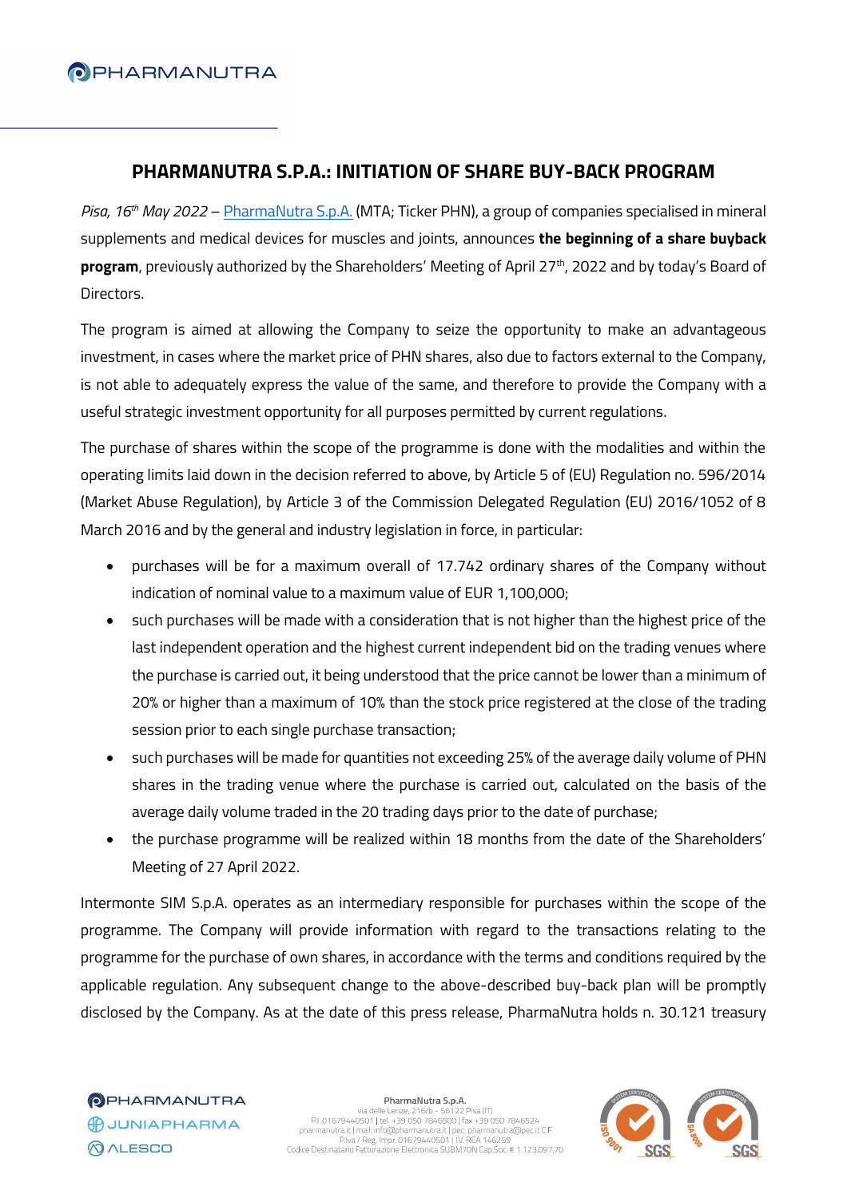# PHARMANUTRA S.P.A.: INITIATION OF SHARE BUY-BACK PROGRAM

*Pisa, 16th May 2022* – PharmaNutra S.p.A. (MTA; Ticker PHN), a group of companies specialised in mineral supplements and medical devices for muscles and joints, announces **the beginning of a share buyback program**, previously authorized by the Shareholders' Meeting of April 27th, 2022 and by today's Board of Directors.

The program is aimed at allowing the Company to seize the opportunity to make an advantageous investment, in cases where the market price of PHN shares, also due to factors external to the Company, is not able to adequately express the value of the same, and therefore to provide the Company with a useful strategic investment opportunity for all purposes permitted by current regulations.

The purchase of shares within the scope of the programme is done with the modalities and within the operating limits laid down in the decision referred to above, by Article 5 of (EU) Regulation no. 596/2014 (Market Abuse Regulation), by Article 3 of the Commission Delegated Regulation (EU) 2016/1052 of 8 March 2016 and by the general and industry legislation in force, in particular:

- purchases will be for a maximum overall of 17.742 ordinary shares of the Company without indication of nominal value to a maximum value of EUR 1,100,000;
- such purchases will be made with a consideration that is not higher than the highest price of the last independent operation and the highest current independent bid on the trading venues where the purchase is carried out, it being understood that the price cannot be lower than a minimum of 20% or higher than a maximum of 10% than the stock price registered at the close of the trading session prior to each single purchase transaction;
- such purchases will be made for quantities not exceeding 25% of the average daily volume of PHN shares in the trading venue where the purchase is carried out, calculated on the basis of the average daily volume traded in the 20 trading days prior to the date of purchase;
- the purchase programme will be realized within 18 months from the date of the Shareholders' Meeting of 27 April 2022.

Intermonte SIM S.p.A. operates as an intermediary responsible for purchases within the scope of the programme. The Company will provide information with regard to the transactions relating to the programme for the purchase of own shares, in accordance with the terms and conditions required by the applicable regulation. Any subsequent change to the above-described buy-back plan will be promptly disclosed by the Company. As at the date of this press release, PharmaNutra holds n. 30.121 treasury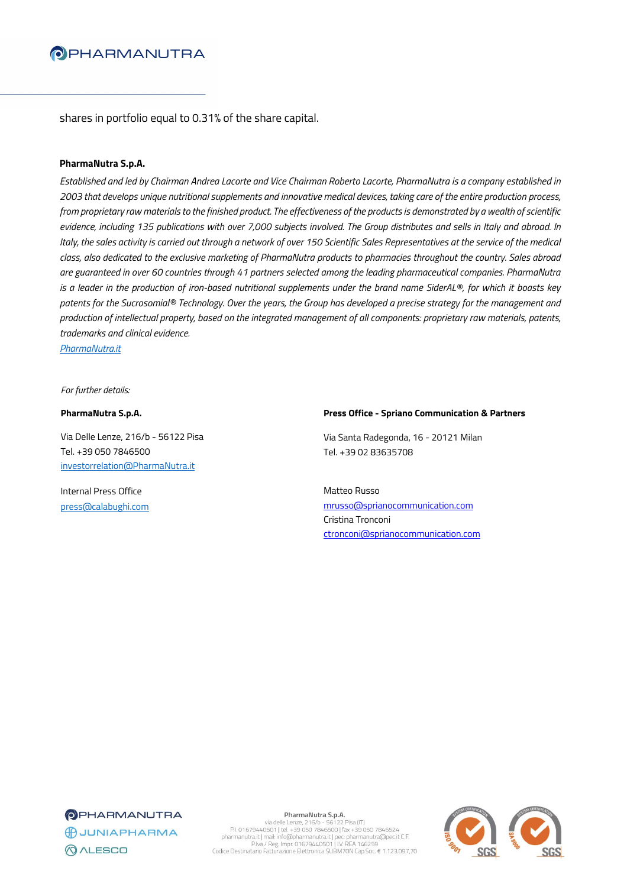shares in portfolio equal to 0.31% of the share capital.

**PharmaNutra S.p.A.**

*Established and led by Chairman Andrea Lacorte and Vice Chairman Roberto Lacorte, PharmaNutra is a company established in 2003 that develops unique nutritional supplements and innovative medical devices, taking care of the entire production process, from proprietary raw materials to the finished product. The effectiveness of the products is demonstrated by a wealth of scientific evidence, including 135 publications with over 7,000 subjects involved. The Group distributes and sells in Italy and abroad. In Italy, the sales activity is carried out through a network of over 150 Scientific Sales Representatives at the service of the medical class, also dedicated to the exclusive marketing of PharmaNutra products to pharmacies throughout the country. Sales abroad are guaranteed in over 60 countries through 41 partners selected among the leading pharmaceutical companies. PharmaNutra is a leader in the production of iron-based nutritional supplements under the brand name SiderAL®, for which it boasts key patents for the Sucrosomial® Technology. Over the years, the Group has developed a precise strategy for the management and production of intellectual property, based on the integrated management of all components: proprietary raw materials, patents, trademarks and clinical evidence.*

[PharmaNutra.it](PharmaNutra.it)

*For further details:*

**PharmaNutra S.p.A.**

Via Delle Lenze, 216/b - 56122 Pisa
Tel. +39 050 7846500
[investorrelation@PharmaNutra.it](mailto:investorrelation@PharmaNutra.it)

Internal Press Office
[press@calabughi.com](mailto:press@calabughi.com)

**Press Office - Spriano Communication & Partners**

Via Santa Radegonda, 16 - 20121 Milan
Tel. +39 02 83635708

Matteo Russo
[mrusso@sprianocommunication.com](mailto:mrusso@sprianocommunication.com)
Cristina Tronconi
[ctronconi@sprianocommunication.com](mailto:ctronconi@sprianocommunication.com)